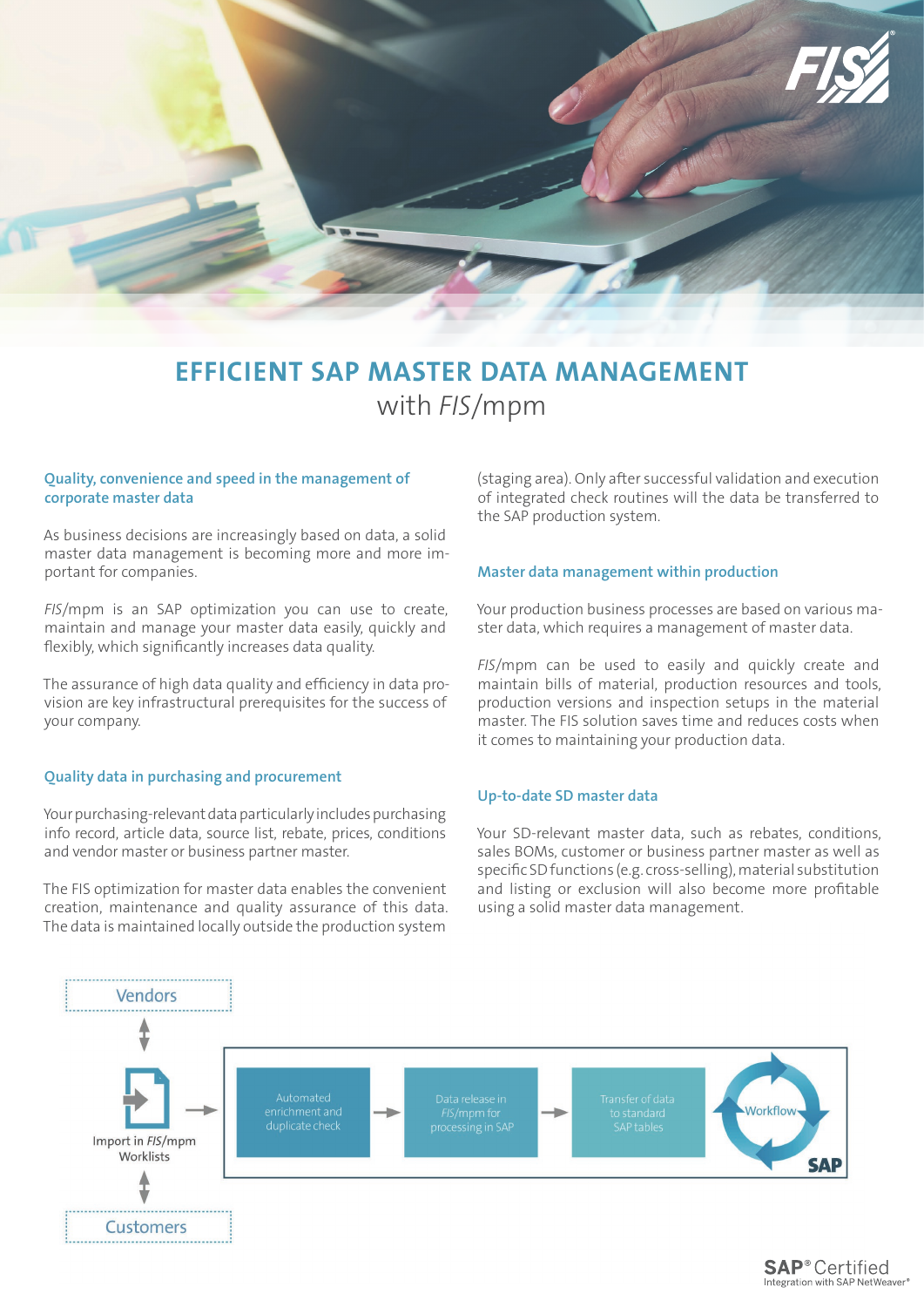# EFFICIENT SAP MASTER DATA MANAGEMENT

with *FIS*/mpm

### Quality, convenience and speed in the management of corporate master data

As business decisions are increasingly based on data, a solid master data management is becoming more and more important for companies.

*FIS*/mpm is an SAP optimization you can use to create, maintain and manage your master data easily, quickly and flexibly, which significantly increases data quality.

The assurance of high data quality and efficiency in data provision are key infrastructural prerequisites for the success of your company.

### Quality data in purchasing and procurement

Your purchasing-relevant data particularly includes purchasing info record, article data, source list, rebate, prices, conditions and vendor master or business partner master.

The FIS optimization for master data enables the convenient creation, maintenance and quality assurance of this data. The data is maintained locally outside the production system (staging area). Only after successful validation and execution of integrated check routines will the data be transferred to the SAP production system.

### Master data management within production

Your production business processes are based on various master data, which requires a management of master data.

*FIS*/mpm can be used to easily and quickly create and maintain bills of material, production resources and tools, production versions and inspection setups in the material master. The FIS solution saves time and reduces costs when it comes to maintaining your production data.

### Up-to-date SD master data

Your SD-relevant master data, such as rebates, conditions, sales BOMs, customer or business partner master as well as specific SD functions (e.g. cross-selling), material substitution and listing or exclusion will also become more profitable using a solid master data management.

Vendors

Import in *FIS*/mpm Worklists

Customers

Automated enrichment and duplicate check → Data release in *FIS*/mpm for processing in SAP → Transfer of data to standard SAP tables → Workflow SAP

SAP® Certified
Integration with SAP NetWeaver®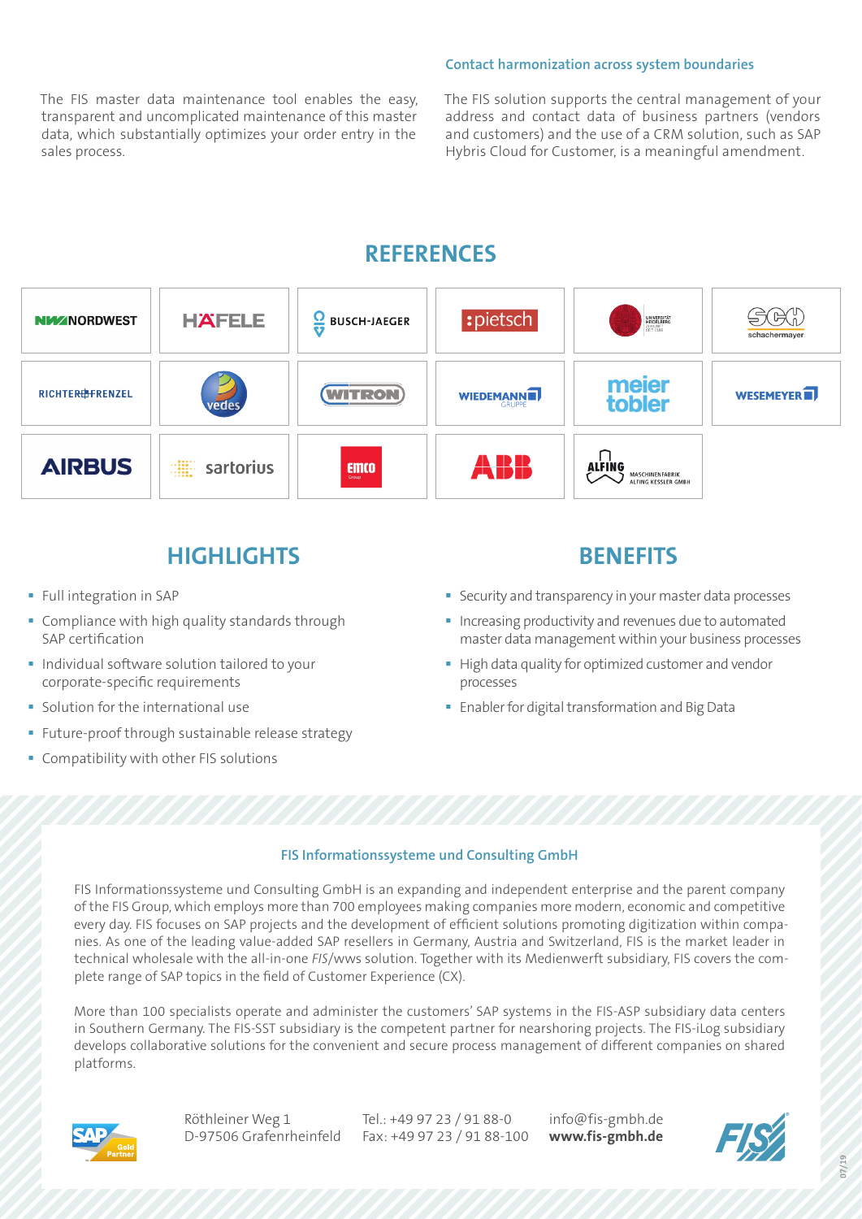The FIS master data maintenance tool enables the easy, transparent and uncomplicated maintenance of this master data, which substantially optimizes your order entry in the sales process.

### Contact harmonization across system boundaries

The FIS solution supports the central management of your address and contact data of business partners (vendors and customers) and the use of a CRM solution, such as SAP Hybris Cloud for Customer, is a meaningful amendment.

## REFERENCES

| | | | | | |
|---|---|---|---|---|---|
| NORDWEST | HÄFELE | BUSCH-JAEGER | :pietsch | UNIVERSITÄT HEIDELBERG | schachermayer |
| RICHTER+FRENZEL | vedes | WITRON | WIEDEMANN GRUPPE | meier tobler | WESEMEYER |
| AIRBUS | sartorius | emco | ABB | ALFING MASCHINENFABRIK ALFING KESSLER GMBH | |

## HIGHLIGHTS

- Full integration in SAP
- Compliance with high quality standards through SAP certification
- Individual software solution tailored to your corporate-specific requirements
- Solution for the international use
- Future-proof through sustainable release strategy
- Compatibility with other FIS solutions

## BENEFITS

- Security and transparency in your master data processes
- Increasing productivity and revenues due to automated master data management within your business processes
- High data quality for optimized customer and vendor processes
- Enabler for digital transformation and Big Data

### FIS Informationssysteme und Consulting GmbH

FIS Informationssysteme und Consulting GmbH is an expanding and independent enterprise and the parent company of the FIS Group, which employs more than 700 employees making companies more modern, economic and competitive every day. FIS focuses on SAP projects and the development of efficient solutions promoting digitization within companies. As one of the leading value-added SAP resellers in Germany, Austria and Switzerland, FIS is the market leader in technical wholesale with the all-in-one *FIS*/wws solution. Together with its Medienwerft subsidiary, FIS covers the complete range of SAP topics in the field of Customer Experience (CX).

More than 100 specialists operate and administer the customers' SAP systems in the FIS-ASP subsidiary data centers in Southern Germany. The FIS-SST subsidiary is the competent partner for nearshoring projects. The FIS-iLog subsidiary develops collaborative solutions for the convenient and secure process management of different companies on shared platforms.

SAP Gold Partner

Röthleiner Weg 1
D-97506 Grafenrheinfeld

Tel.: +49 97 23 / 91 88-0
Fax: +49 97 23 / 91 88-100

info@fis-gmbh.de
**www.fis-gmbh.de**

FIS

07/19